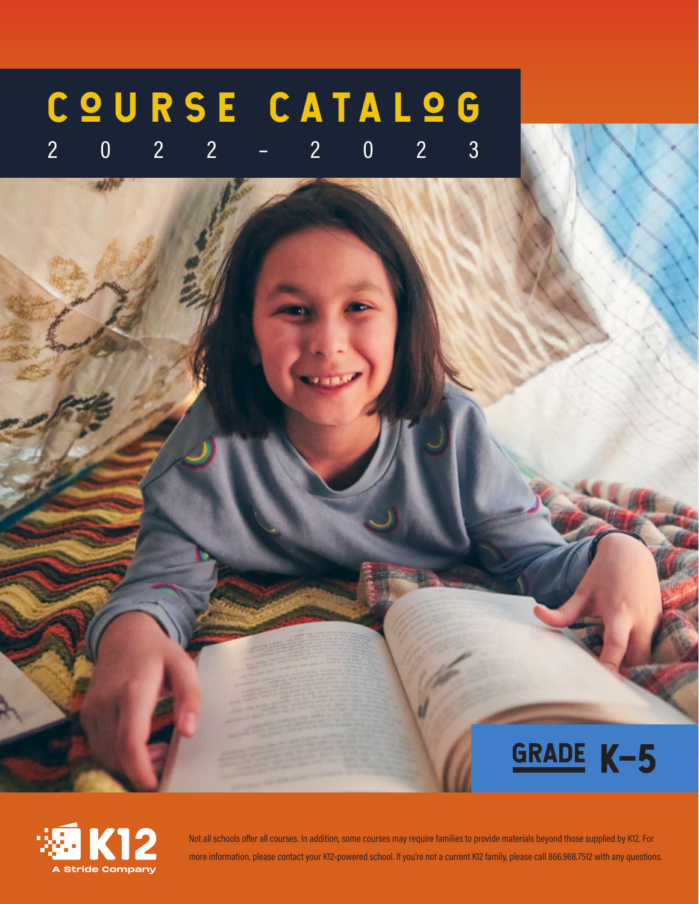# COURSE CATALOG

2022–2023

**GRADE K–5**

K12 A Stride Company

Not all schools offer all courses. In addition, some courses may require families to provide materials beyond those supplied by K12. For more information, please contact your K12-powered school. If you're not a current K12 family, please call 866.968.7512 with any questions.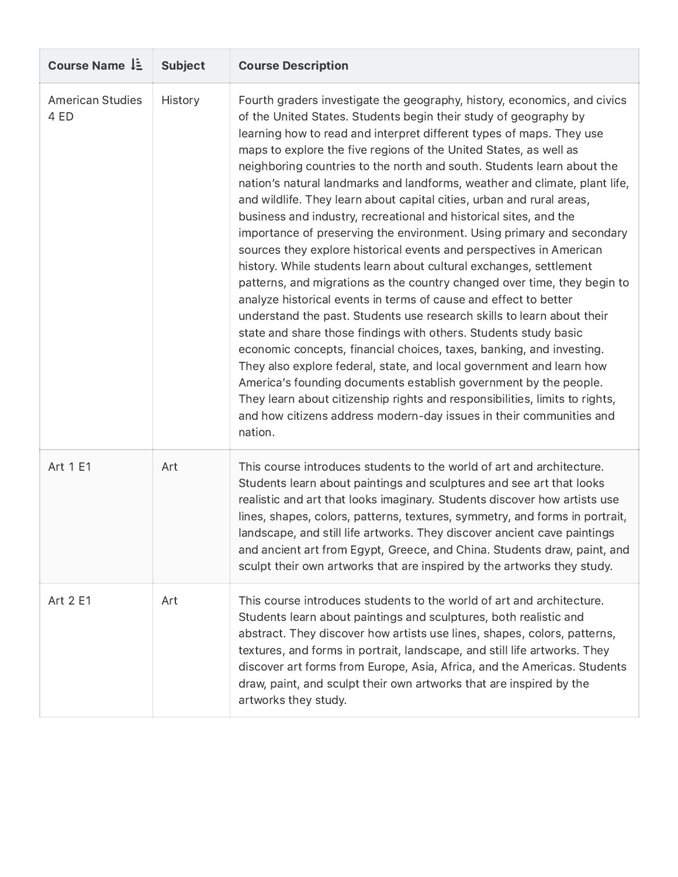| Course Name | Subject | Course Description |
| --- | --- | --- |
| American Studies 4 ED | History | Fourth graders investigate the geography, history, economics, and civics of the United States. Students begin their study of geography by learning how to read and interpret different types of maps. They use maps to explore the five regions of the United States, as well as neighboring countries to the north and south. Students learn about the nation's natural landmarks and landforms, weather and climate, plant life, and wildlife. They learn about capital cities, urban and rural areas, business and industry, recreational and historical sites, and the importance of preserving the environment. Using primary and secondary sources they explore historical events and perspectives in American history. While students learn about cultural exchanges, settlement patterns, and migrations as the country changed over time, they begin to analyze historical events in terms of cause and effect to better understand the past. Students use research skills to learn about their state and share those findings with others. Students study basic economic concepts, financial choices, taxes, banking, and investing. They also explore federal, state, and local government and learn how America's founding documents establish government by the people. They learn about citizenship rights and responsibilities, limits to rights, and how citizens address modern-day issues in their communities and nation. |
| Art 1 E1 | Art | This course introduces students to the world of art and architecture. Students learn about paintings and sculptures and see art that looks realistic and art that looks imaginary. Students discover how artists use lines, shapes, colors, patterns, textures, symmetry, and forms in portrait, landscape, and still life artworks. They discover ancient cave paintings and ancient art from Egypt, Greece, and China. Students draw, paint, and sculpt their own artworks that are inspired by the artworks they study. |
| Art 2 E1 | Art | This course introduces students to the world of art and architecture. Students learn about paintings and sculptures, both realistic and abstract. They discover how artists use lines, shapes, colors, patterns, textures, and forms in portrait, landscape, and still life artworks. They discover art forms from Europe, Asia, Africa, and the Americas. Students draw, paint, and sculpt their own artworks that are inspired by the artworks they study. |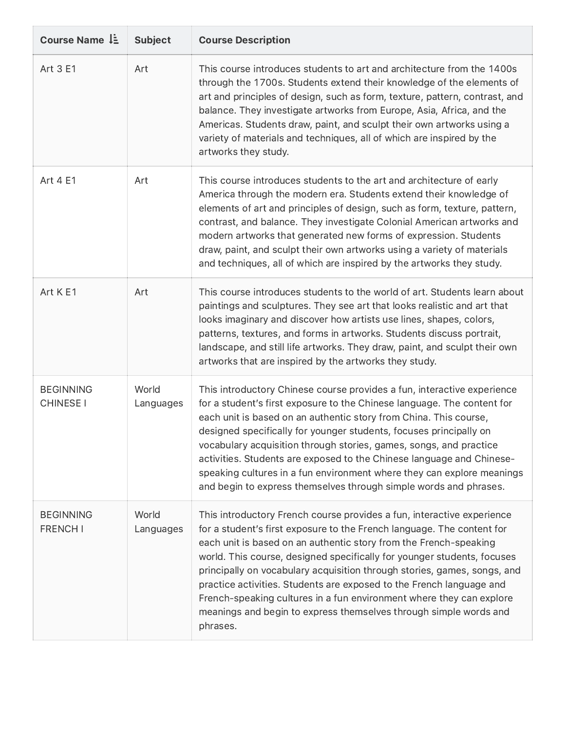| Course Name | Subject | Course Description |
| --- | --- | --- |
| Art 3 E1 | Art | This course introduces students to art and architecture from the 1400s through the 1700s. Students extend their knowledge of the elements of art and principles of design, such as form, texture, pattern, contrast, and balance. They investigate artworks from Europe, Asia, Africa, and the Americas. Students draw, paint, and sculpt their own artworks using a variety of materials and techniques, all of which are inspired by the artworks they study. |
| Art 4 E1 | Art | This course introduces students to the art and architecture of early America through the modern era. Students extend their knowledge of elements of art and principles of design, such as form, texture, pattern, contrast, and balance. They investigate Colonial American artworks and modern artworks that generated new forms of expression. Students draw, paint, and sculpt their own artworks using a variety of materials and techniques, all of which are inspired by the artworks they study. |
| Art K E1 | Art | This course introduces students to the world of art. Students learn about paintings and sculptures. They see art that looks realistic and art that looks imaginary and discover how artists use lines, shapes, colors, patterns, textures, and forms in artworks. Students discuss portrait, landscape, and still life artworks. They draw, paint, and sculpt their own artworks that are inspired by the artworks they study. |
| BEGINNING CHINESE I | World Languages | This introductory Chinese course provides a fun, interactive experience for a student's first exposure to the Chinese language. The content for each unit is based on an authentic story from China. This course, designed specifically for younger students, focuses principally on vocabulary acquisition through stories, games, songs, and practice activities. Students are exposed to the Chinese language and Chinese-speaking cultures in a fun environment where they can explore meanings and begin to express themselves through simple words and phrases. |
| BEGINNING FRENCH I | World Languages | This introductory French course provides a fun, interactive experience for a student's first exposure to the French language. The content for each unit is based on an authentic story from the French-speaking world. This course, designed specifically for younger students, focuses principally on vocabulary acquisition through stories, games, songs, and practice activities. Students are exposed to the French language and French-speaking cultures in a fun environment where they can explore meanings and begin to express themselves through simple words and phrases. |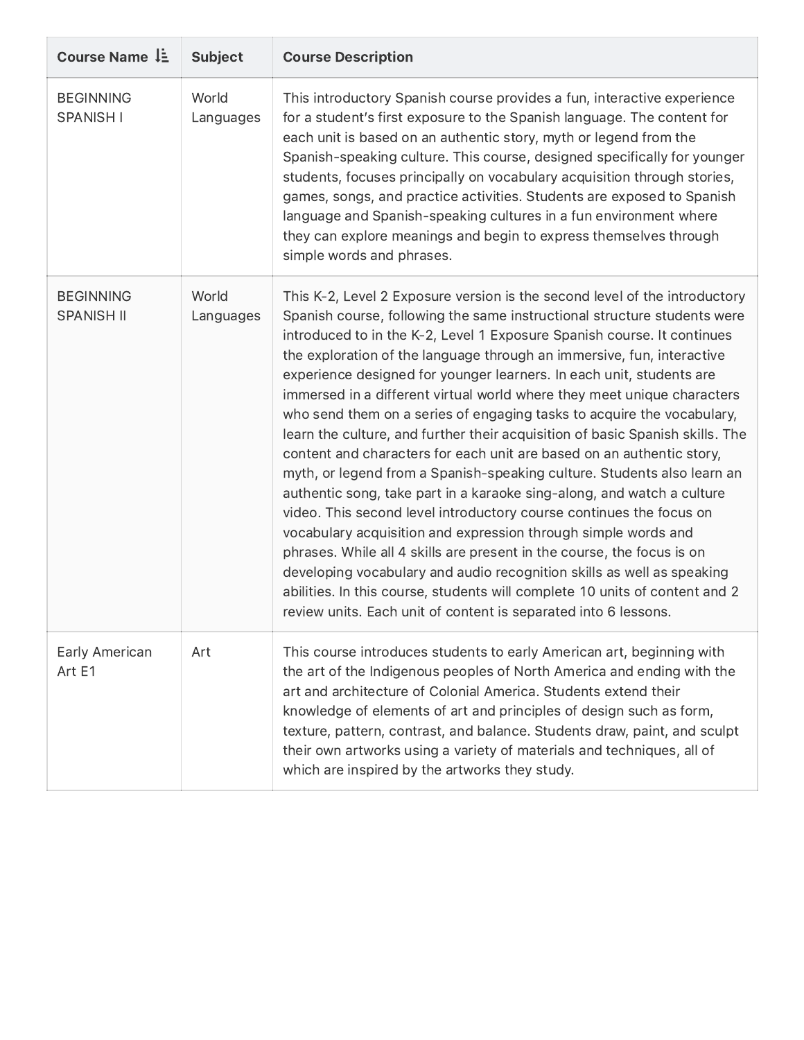| Course Name | Subject | Course Description |
| --- | --- | --- |
| BEGINNING SPANISH I | World Languages | This introductory Spanish course provides a fun, interactive experience for a student's first exposure to the Spanish language. The content for each unit is based on an authentic story, myth or legend from the Spanish-speaking culture. This course, designed specifically for younger students, focuses principally on vocabulary acquisition through stories, games, songs, and practice activities. Students are exposed to Spanish language and Spanish-speaking cultures in a fun environment where they can explore meanings and begin to express themselves through simple words and phrases. |
| BEGINNING SPANISH II | World Languages | This K-2, Level 2 Exposure version is the second level of the introductory Spanish course, following the same instructional structure students were introduced to in the K-2, Level 1 Exposure Spanish course. It continues the exploration of the language through an immersive, fun, interactive experience designed for younger learners. In each unit, students are immersed in a different virtual world where they meet unique characters who send them on a series of engaging tasks to acquire the vocabulary, learn the culture, and further their acquisition of basic Spanish skills. The content and characters for each unit are based on an authentic story, myth, or legend from a Spanish-speaking culture. Students also learn an authentic song, take part in a karaoke sing-along, and watch a culture video. This second level introductory course continues the focus on vocabulary acquisition and expression through simple words and phrases. While all 4 skills are present in the course, the focus is on developing vocabulary and audio recognition skills as well as speaking abilities. In this course, students will complete 10 units of content and 2 review units. Each unit of content is separated into 6 lessons. |
| Early American Art E1 | Art | This course introduces students to early American art, beginning with the art of the Indigenous peoples of North America and ending with the art and architecture of Colonial America. Students extend their knowledge of elements of art and principles of design such as form, texture, pattern, contrast, and balance. Students draw, paint, and sculpt their own artworks using a variety of materials and techniques, all of which are inspired by the artworks they study. |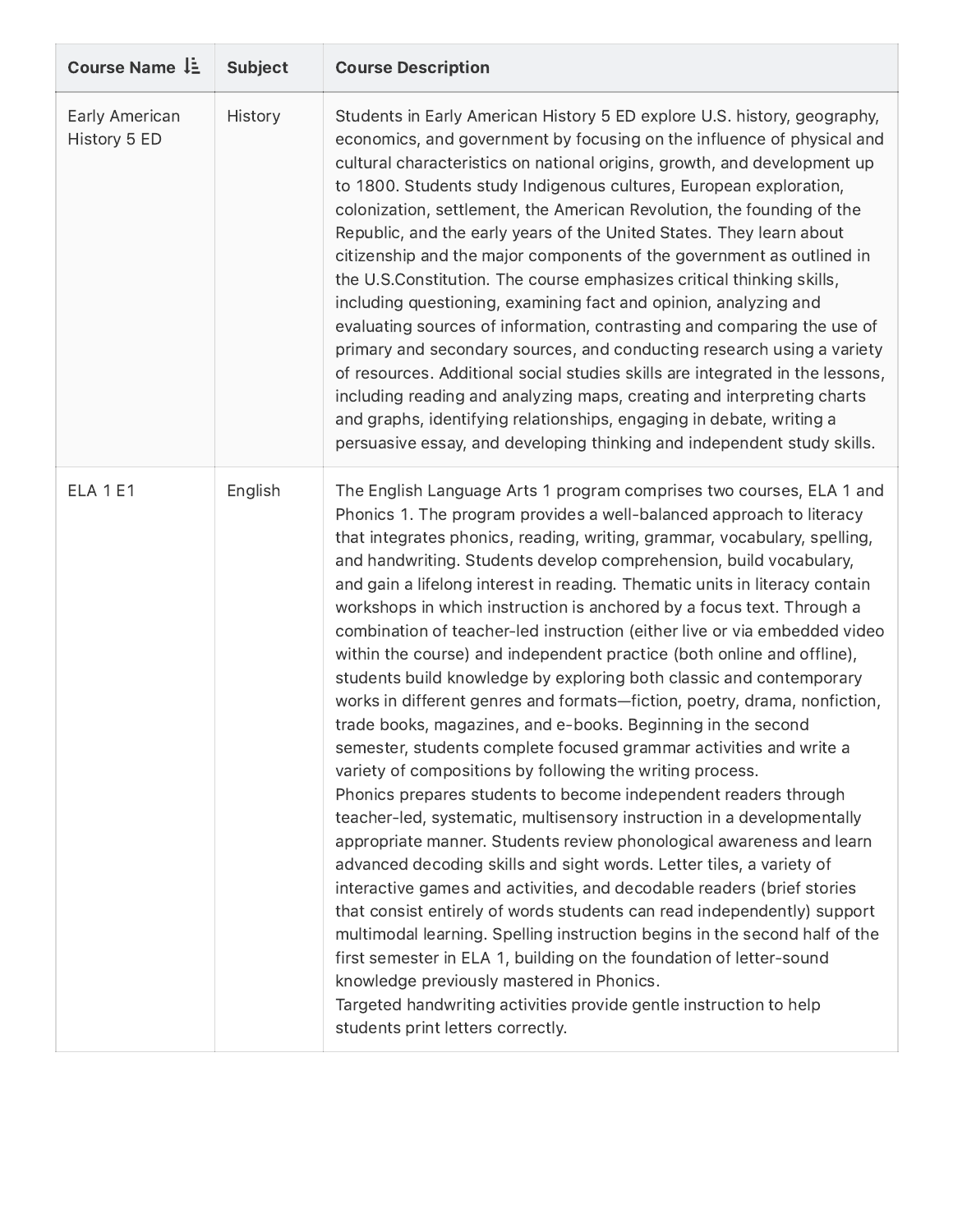| Course Name | Subject | Course Description |
| --- | --- | --- |
| Early American History 5 ED | History | Students in Early American History 5 ED explore U.S. history, geography, economics, and government by focusing on the influence of physical and cultural characteristics on national origins, growth, and development up to 1800. Students study Indigenous cultures, European exploration, colonization, settlement, the American Revolution, the founding of the Republic, and the early years of the United States. They learn about citizenship and the major components of the government as outlined in the U.S.Constitution. The course emphasizes critical thinking skills, including questioning, examining fact and opinion, analyzing and evaluating sources of information, contrasting and comparing the use of primary and secondary sources, and conducting research using a variety of resources. Additional social studies skills are integrated in the lessons, including reading and analyzing maps, creating and interpreting charts and graphs, identifying relationships, engaging in debate, writing a persuasive essay, and developing thinking and independent study skills. |
| ELA 1 E1 | English | The English Language Arts 1 program comprises two courses, ELA 1 and Phonics 1. The program provides a well-balanced approach to literacy that integrates phonics, reading, writing, grammar, vocabulary, spelling, and handwriting. Students develop comprehension, build vocabulary, and gain a lifelong interest in reading. Thematic units in literacy contain workshops in which instruction is anchored by a focus text. Through a combination of teacher-led instruction (either live or via embedded video within the course) and independent practice (both online and offline), students build knowledge by exploring both classic and contemporary works in different genres and formats—fiction, poetry, drama, nonfiction, trade books, magazines, and e-books. Beginning in the second semester, students complete focused grammar activities and write a variety of compositions by following the writing process.<br>Phonics prepares students to become independent readers through teacher-led, systematic, multisensory instruction in a developmentally appropriate manner. Students review phonological awareness and learn advanced decoding skills and sight words. Letter tiles, a variety of interactive games and activities, and decodable readers (brief stories that consist entirely of words students can read independently) support multimodal learning. Spelling instruction begins in the second half of the first semester in ELA 1, building on the foundation of letter-sound knowledge previously mastered in Phonics.<br>Targeted handwriting activities provide gentle instruction to help students print letters correctly. |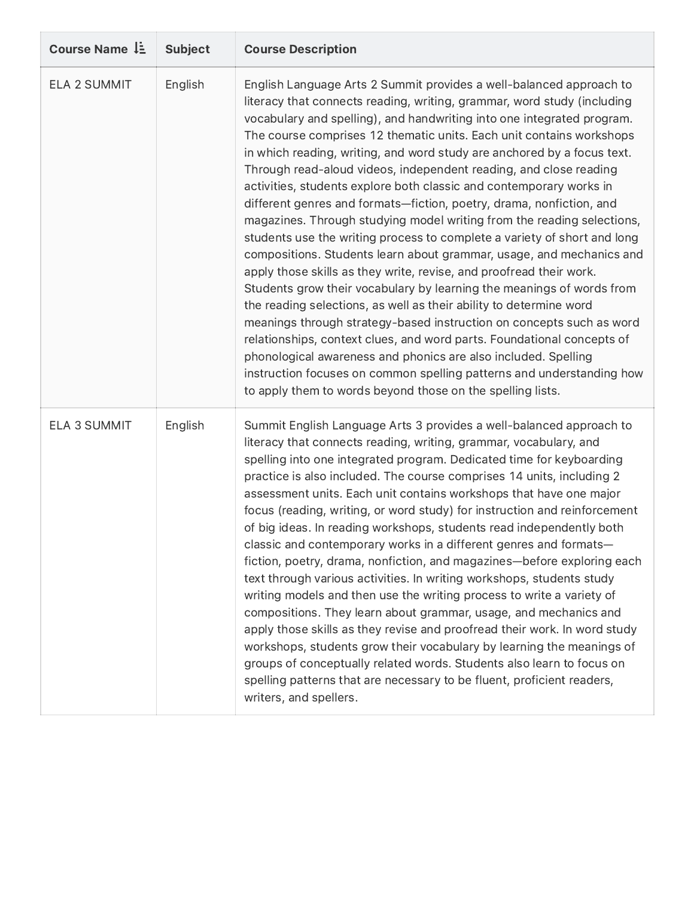| Course Name | Subject | Course Description |
| --- | --- | --- |
| ELA 2 SUMMIT | English | English Language Arts 2 Summit provides a well-balanced approach to literacy that connects reading, writing, grammar, word study (including vocabulary and spelling), and handwriting into one integrated program. The course comprises 12 thematic units. Each unit contains workshops in which reading, writing, and word study are anchored by a focus text. Through read-aloud videos, independent reading, and close reading activities, students explore both classic and contemporary works in different genres and formats—fiction, poetry, drama, nonfiction, and magazines. Through studying model writing from the reading selections, students use the writing process to complete a variety of short and long compositions. Students learn about grammar, usage, and mechanics and apply those skills as they write, revise, and proofread their work. Students grow their vocabulary by learning the meanings of words from the reading selections, as well as their ability to determine word meanings through strategy-based instruction on concepts such as word relationships, context clues, and word parts. Foundational concepts of phonological awareness and phonics are also included. Spelling instruction focuses on common spelling patterns and understanding how to apply them to words beyond those on the spelling lists. |
| ELA 3 SUMMIT | English | Summit English Language Arts 3 provides a well-balanced approach to literacy that connects reading, writing, grammar, vocabulary, and spelling into one integrated program. Dedicated time for keyboarding practice is also included. The course comprises 14 units, including 2 assessment units. Each unit contains workshops that have one major focus (reading, writing, or word study) for instruction and reinforcement of big ideas. In reading workshops, students read independently both classic and contemporary works in a different genres and formats—fiction, poetry, drama, nonfiction, and magazines—before exploring each text through various activities. In writing workshops, students study writing models and then use the writing process to write a variety of compositions. They learn about grammar, usage, and mechanics and apply those skills as they revise and proofread their work. In word study workshops, students grow their vocabulary by learning the meanings of groups of conceptually related words. Students also learn to focus on spelling patterns that are necessary to be fluent, proficient readers, writers, and spellers. |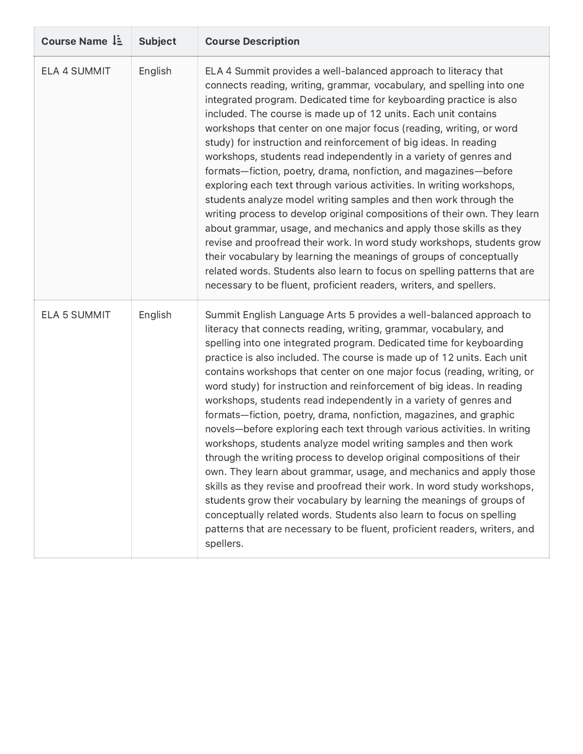| Course Name | Subject | Course Description |
| --- | --- | --- |
| ELA 4 SUMMIT | English | ELA 4 Summit provides a well-balanced approach to literacy that connects reading, writing, grammar, vocabulary, and spelling into one integrated program. Dedicated time for keyboarding practice is also included. The course is made up of 12 units. Each unit contains workshops that center on one major focus (reading, writing, or word study) for instruction and reinforcement of big ideas. In reading workshops, students read independently in a variety of genres and formats—fiction, poetry, drama, nonfiction, and magazines—before exploring each text through various activities. In writing workshops, students analyze model writing samples and then work through the writing process to develop original compositions of their own. They learn about grammar, usage, and mechanics and apply those skills as they revise and proofread their work. In word study workshops, students grow their vocabulary by learning the meanings of groups of conceptually related words. Students also learn to focus on spelling patterns that are necessary to be fluent, proficient readers, writers, and spellers. |
| ELA 5 SUMMIT | English | Summit English Language Arts 5 provides a well-balanced approach to literacy that connects reading, writing, grammar, vocabulary, and spelling into one integrated program. Dedicated time for keyboarding practice is also included. The course is made up of 12 units. Each unit contains workshops that center on one major focus (reading, writing, or word study) for instruction and reinforcement of big ideas. In reading workshops, students read independently in a variety of genres and formats—fiction, poetry, drama, nonfiction, magazines, and graphic novels—before exploring each text through various activities. In writing workshops, students analyze model writing samples and then work through the writing process to develop original compositions of their own. They learn about grammar, usage, and mechanics and apply those skills as they revise and proofread their work. In word study workshops, students grow their vocabulary by learning the meanings of groups of conceptually related words. Students also learn to focus on spelling patterns that are necessary to be fluent, proficient readers, writers, and spellers. |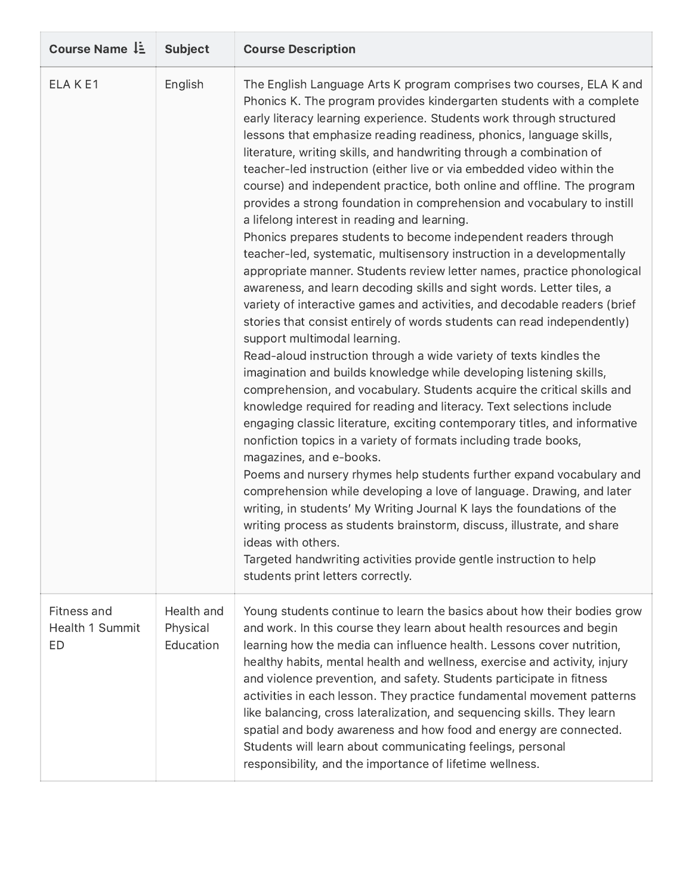| Course Name | Subject | Course Description |
| --- | --- | --- |
| ELA K E1 | English | The English Language Arts K program comprises two courses, ELA K and Phonics K. The program provides kindergarten students with a complete early literacy learning experience. Students work through structured lessons that emphasize reading readiness, phonics, language skills, literature, writing skills, and handwriting through a combination of teacher-led instruction (either live or via embedded video within the course) and independent practice, both online and offline. The program provides a strong foundation in comprehension and vocabulary to instill a lifelong interest in reading and learning.<br>Phonics prepares students to become independent readers through teacher-led, systematic, multisensory instruction in a developmentally appropriate manner. Students review letter names, practice phonological awareness, and learn decoding skills and sight words. Letter tiles, a variety of interactive games and activities, and decodable readers (brief stories that consist entirely of words students can read independently) support multimodal learning.<br>Read-aloud instruction through a wide variety of texts kindles the imagination and builds knowledge while developing listening skills, comprehension, and vocabulary. Students acquire the critical skills and knowledge required for reading and literacy. Text selections include engaging classic literature, exciting contemporary titles, and informative nonfiction topics in a variety of formats including trade books, magazines, and e-books.<br>Poems and nursery rhymes help students further expand vocabulary and comprehension while developing a love of language. Drawing, and later writing, in students' My Writing Journal K lays the foundations of the writing process as students brainstorm, discuss, illustrate, and share ideas with others.<br>Targeted handwriting activities provide gentle instruction to help students print letters correctly. |
| Fitness and Health 1 Summit ED | Health and Physical Education | Young students continue to learn the basics about how their bodies grow and work. In this course they learn about health resources and begin learning how the media can influence health. Lessons cover nutrition, healthy habits, mental health and wellness, exercise and activity, injury and violence prevention, and safety. Students participate in fitness activities in each lesson. They practice fundamental movement patterns like balancing, cross lateralization, and sequencing skills. They learn spatial and body awareness and how food and energy are connected. Students will learn about communicating feelings, personal responsibility, and the importance of lifetime wellness. |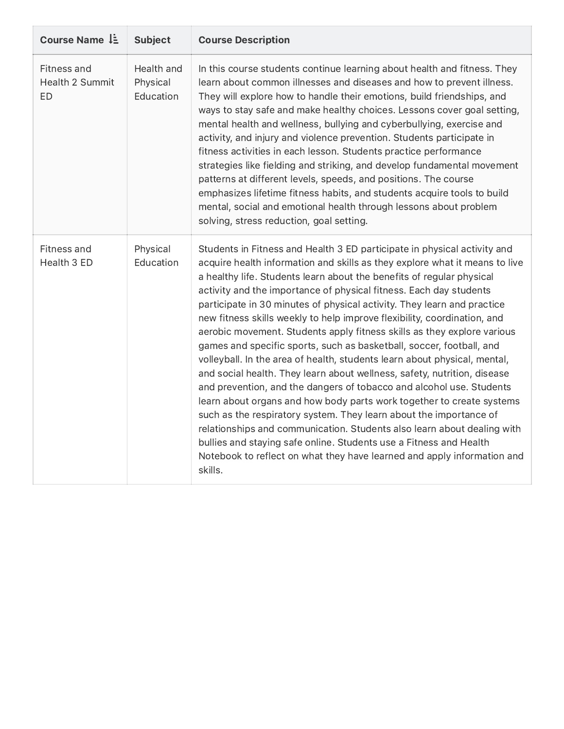| Course Name | Subject | Course Description |
| --- | --- | --- |
| Fitness and Health 2 Summit ED | Health and Physical Education | In this course students continue learning about health and fitness. They learn about common illnesses and diseases and how to prevent illness. They will explore how to handle their emotions, build friendships, and ways to stay safe and make healthy choices. Lessons cover goal setting, mental health and wellness, bullying and cyberbullying, exercise and activity, and injury and violence prevention. Students participate in fitness activities in each lesson. Students practice performance strategies like fielding and striking, and develop fundamental movement patterns at different levels, speeds, and positions. The course emphasizes lifetime fitness habits, and students acquire tools to build mental, social and emotional health through lessons about problem solving, stress reduction, goal setting. |
| Fitness and Health 3 ED | Physical Education | Students in Fitness and Health 3 ED participate in physical activity and acquire health information and skills as they explore what it means to live a healthy life. Students learn about the benefits of regular physical activity and the importance of physical fitness. Each day students participate in 30 minutes of physical activity. They learn and practice new fitness skills weekly to help improve flexibility, coordination, and aerobic movement. Students apply fitness skills as they explore various games and specific sports, such as basketball, soccer, football, and volleyball. In the area of health, students learn about physical, mental, and social health. They learn about wellness, safety, nutrition, disease and prevention, and the dangers of tobacco and alcohol use. Students learn about organs and how body parts work together to create systems such as the respiratory system. They learn about the importance of relationships and communication. Students also learn about dealing with bullies and staying safe online. Students use a Fitness and Health Notebook to reflect on what they have learned and apply information and skills. |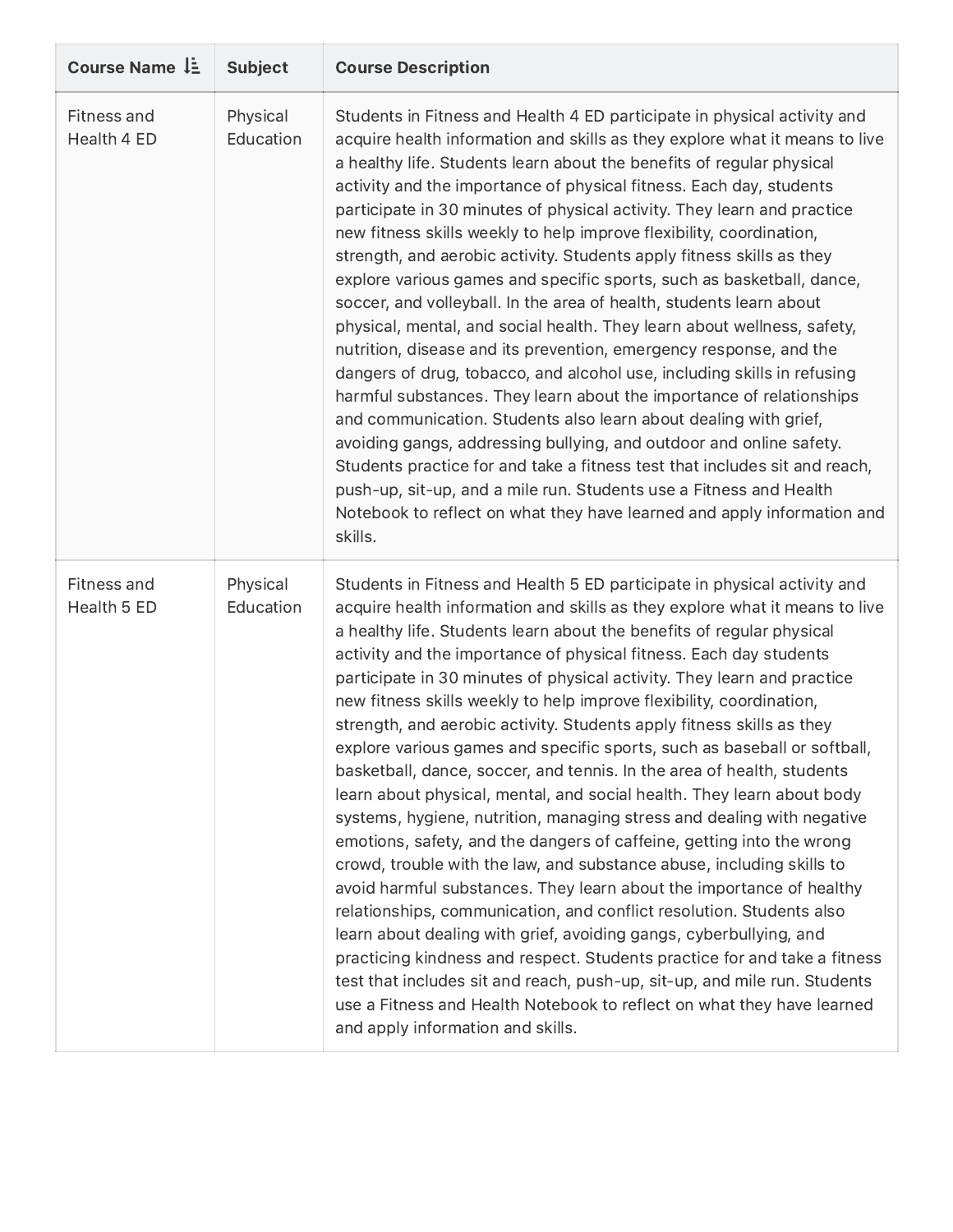| Course Name | Subject | Course Description |
|---|---|---|
| Fitness and Health 4 ED | Physical Education | Students in Fitness and Health 4 ED participate in physical activity and acquire health information and skills as they explore what it means to live a healthy life. Students learn about the benefits of regular physical activity and the importance of physical fitness. Each day, students participate in 30 minutes of physical activity. They learn and practice new fitness skills weekly to help improve flexibility, coordination, strength, and aerobic activity. Students apply fitness skills as they explore various games and specific sports, such as basketball, dance, soccer, and volleyball. In the area of health, students learn about physical, mental, and social health. They learn about wellness, safety, nutrition, disease and its prevention, emergency response, and the dangers of drug, tobacco, and alcohol use, including skills in refusing harmful substances. They learn about the importance of relationships and communication. Students also learn about dealing with grief, avoiding gangs, addressing bullying, and outdoor and online safety. Students practice for and take a fitness test that includes sit and reach, push-up, sit-up, and a mile run. Students use a Fitness and Health Notebook to reflect on what they have learned and apply information and skills. |
| Fitness and Health 5 ED | Physical Education | Students in Fitness and Health 5 ED participate in physical activity and acquire health information and skills as they explore what it means to live a healthy life. Students learn about the benefits of regular physical activity and the importance of physical fitness. Each day students participate in 30 minutes of physical activity. They learn and practice new fitness skills weekly to help improve flexibility, coordination, strength, and aerobic activity. Students apply fitness skills as they explore various games and specific sports, such as baseball or softball, basketball, dance, soccer, and tennis. In the area of health, students learn about physical, mental, and social health. They learn about body systems, hygiene, nutrition, managing stress and dealing with negative emotions, safety, and the dangers of caffeine, getting into the wrong crowd, trouble with the law, and substance abuse, including skills to avoid harmful substances. They learn about the importance of healthy relationships, communication, and conflict resolution. Students also learn about dealing with grief, avoiding gangs, cyberbullying, and practicing kindness and respect. Students practice for and take a fitness test that includes sit and reach, push-up, sit-up, and mile run. Students use a Fitness and Health Notebook to reflect on what they have learned and apply information and skills. |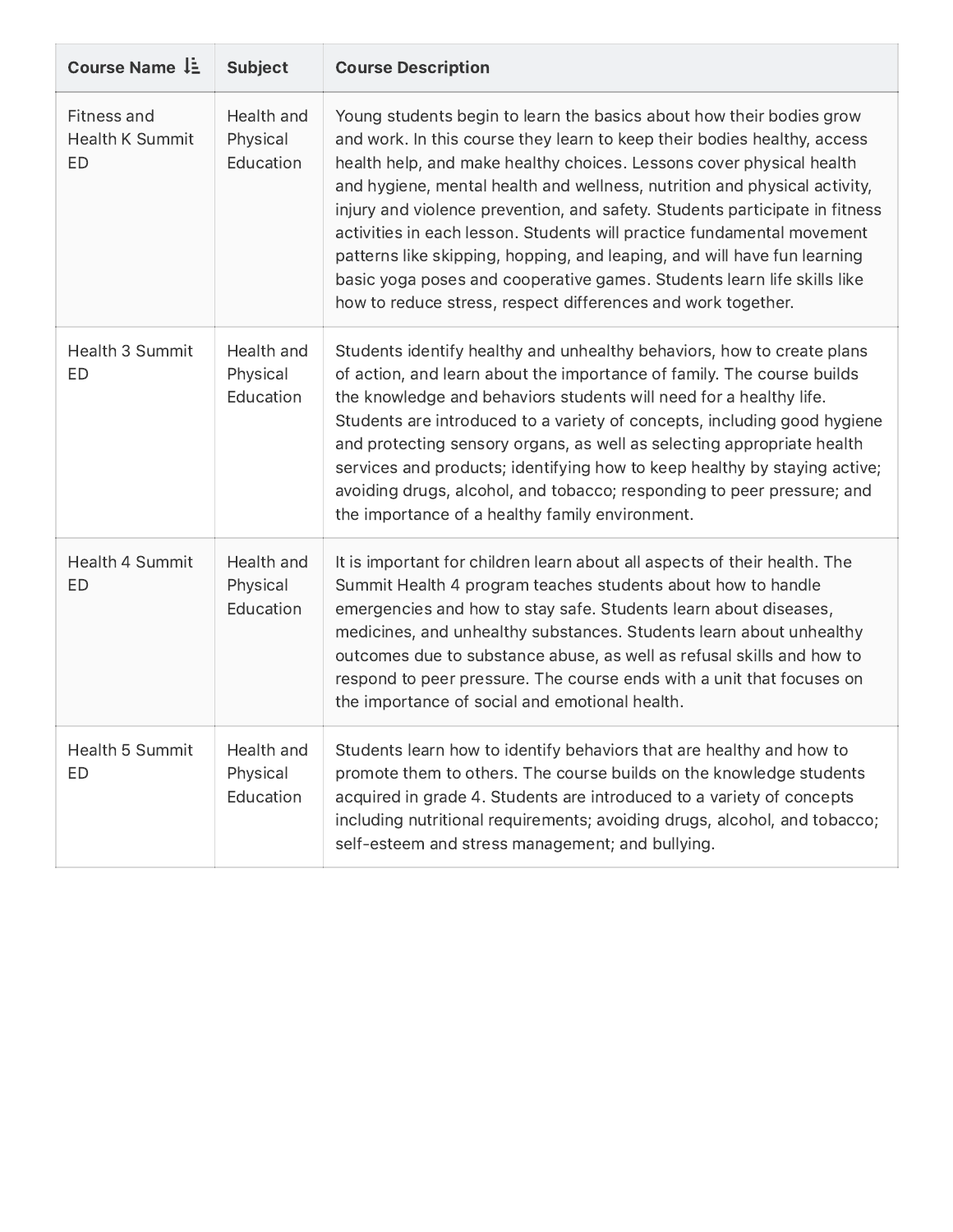| Course Name | Subject | Course Description |
| --- | --- | --- |
| Fitness and Health K Summit ED | Health and Physical Education | Young students begin to learn the basics about how their bodies grow and work. In this course they learn to keep their bodies healthy, access health help, and make healthy choices. Lessons cover physical health and hygiene, mental health and wellness, nutrition and physical activity, injury and violence prevention, and safety. Students participate in fitness activities in each lesson. Students will practice fundamental movement patterns like skipping, hopping, and leaping, and will have fun learning basic yoga poses and cooperative games. Students learn life skills like how to reduce stress, respect differences and work together. |
| Health 3 Summit ED | Health and Physical Education | Students identify healthy and unhealthy behaviors, how to create plans of action, and learn about the importance of family. The course builds the knowledge and behaviors students will need for a healthy life. Students are introduced to a variety of concepts, including good hygiene and protecting sensory organs, as well as selecting appropriate health services and products; identifying how to keep healthy by staying active; avoiding drugs, alcohol, and tobacco; responding to peer pressure; and the importance of a healthy family environment. |
| Health 4 Summit ED | Health and Physical Education | It is important for children learn about all aspects of their health. The Summit Health 4 program teaches students about how to handle emergencies and how to stay safe. Students learn about diseases, medicines, and unhealthy substances. Students learn about unhealthy outcomes due to substance abuse, as well as refusal skills and how to respond to peer pressure. The course ends with a unit that focuses on the importance of social and emotional health. |
| Health 5 Summit ED | Health and Physical Education | Students learn how to identify behaviors that are healthy and how to promote them to others. The course builds on the knowledge students acquired in grade 4. Students are introduced to a variety of concepts including nutritional requirements; avoiding drugs, alcohol, and tobacco; self-esteem and stress management; and bullying. |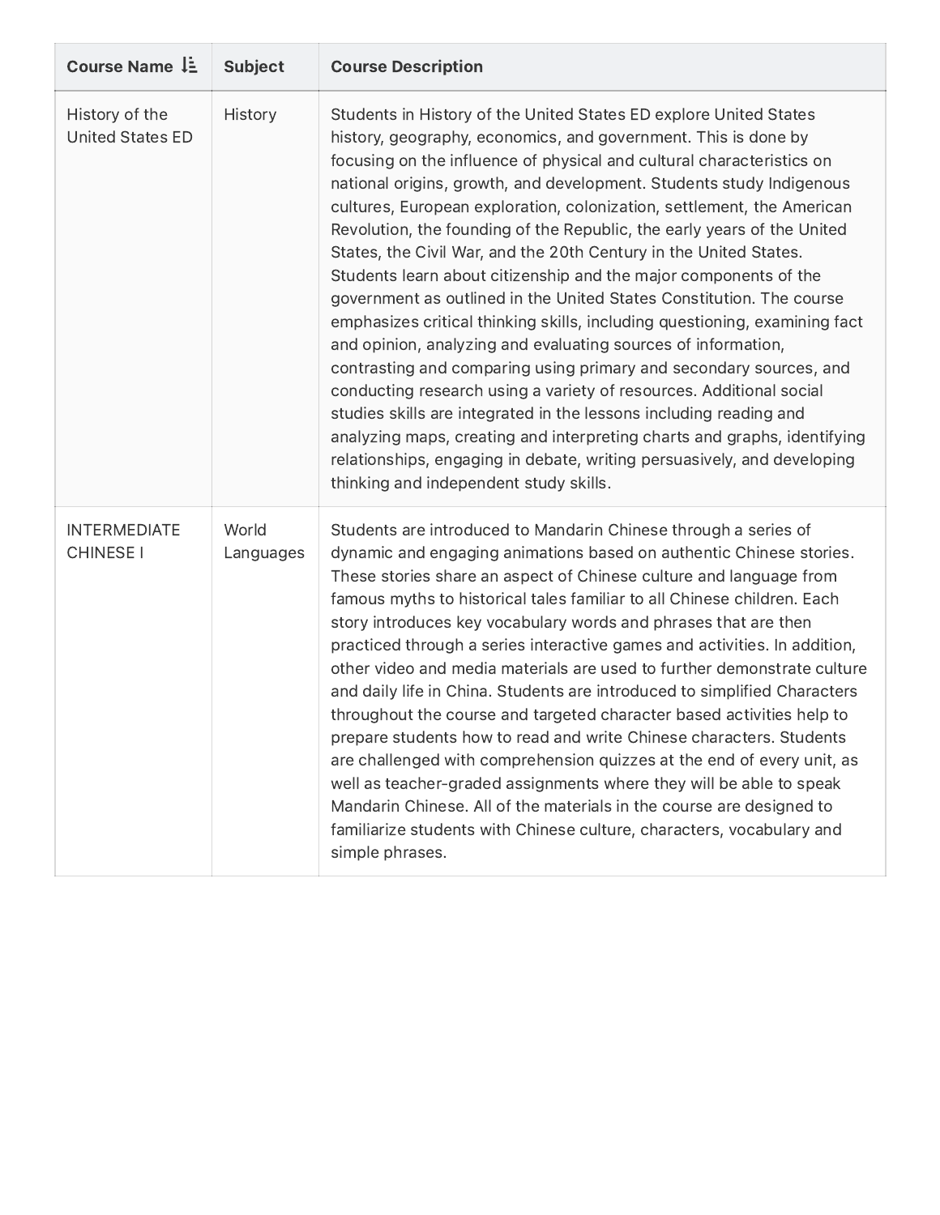| Course Name | Subject | Course Description |
| --- | --- | --- |
| History of the United States ED | History | Students in History of the United States ED explore United States history, geography, economics, and government. This is done by focusing on the influence of physical and cultural characteristics on national origins, growth, and development. Students study Indigenous cultures, European exploration, colonization, settlement, the American Revolution, the founding of the Republic, the early years of the United States, the Civil War, and the 20th Century in the United States. Students learn about citizenship and the major components of the government as outlined in the United States Constitution. The course emphasizes critical thinking skills, including questioning, examining fact and opinion, analyzing and evaluating sources of information, contrasting and comparing using primary and secondary sources, and conducting research using a variety of resources. Additional social studies skills are integrated in the lessons including reading and analyzing maps, creating and interpreting charts and graphs, identifying relationships, engaging in debate, writing persuasively, and developing thinking and independent study skills. |
| INTERMEDIATE CHINESE I | World Languages | Students are introduced to Mandarin Chinese through a series of dynamic and engaging animations based on authentic Chinese stories. These stories share an aspect of Chinese culture and language from famous myths to historical tales familiar to all Chinese children. Each story introduces key vocabulary words and phrases that are then practiced through a series interactive games and activities. In addition, other video and media materials are used to further demonstrate culture and daily life in China. Students are introduced to simplified Characters throughout the course and targeted character based activities help to prepare students how to read and write Chinese characters. Students are challenged with comprehension quizzes at the end of every unit, as well as teacher-graded assignments where they will be able to speak Mandarin Chinese. All of the materials in the course are designed to familiarize students with Chinese culture, characters, vocabulary and simple phrases. |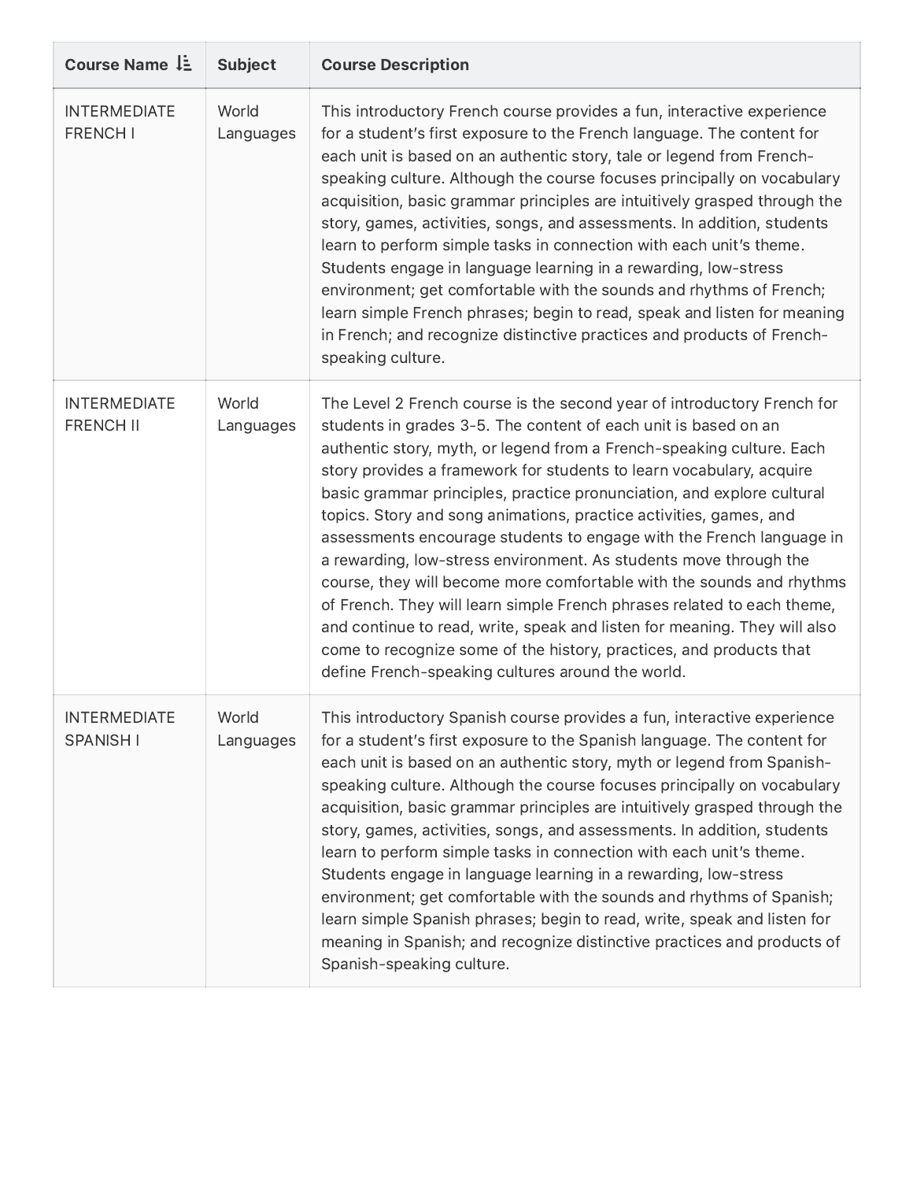| Course Name | Subject | Course Description |
| --- | --- | --- |
| INTERMEDIATE FRENCH I | World Languages | This introductory French course provides a fun, interactive experience for a student's first exposure to the French language. The content for each unit is based on an authentic story, tale or legend from French-speaking culture. Although the course focuses principally on vocabulary acquisition, basic grammar principles are intuitively grasped through the story, games, activities, songs, and assessments. In addition, students learn to perform simple tasks in connection with each unit's theme. Students engage in language learning in a rewarding, low-stress environment; get comfortable with the sounds and rhythms of French; learn simple French phrases; begin to read, speak and listen for meaning in French; and recognize distinctive practices and products of French-speaking culture. |
| INTERMEDIATE FRENCH II | World Languages | The Level 2 French course is the second year of introductory French for students in grades 3-5. The content of each unit is based on an authentic story, myth, or legend from a French-speaking culture. Each story provides a framework for students to learn vocabulary, acquire basic grammar principles, practice pronunciation, and explore cultural topics. Story and song animations, practice activities, games, and assessments encourage students to engage with the French language in a rewarding, low-stress environment. As students move through the course, they will become more comfortable with the sounds and rhythms of French. They will learn simple French phrases related to each theme, and continue to read, write, speak and listen for meaning. They will also come to recognize some of the history, practices, and products that define French-speaking cultures around the world. |
| INTERMEDIATE SPANISH I | World Languages | This introductory Spanish course provides a fun, interactive experience for a student's first exposure to the Spanish language. The content for each unit is based on an authentic story, myth or legend from Spanish-speaking culture. Although the course focuses principally on vocabulary acquisition, basic grammar principles are intuitively grasped through the story, games, activities, songs, and assessments. In addition, students learn to perform simple tasks in connection with each unit's theme. Students engage in language learning in a rewarding, low-stress environment; get comfortable with the sounds and rhythms of Spanish; learn simple Spanish phrases; begin to read, write, speak and listen for meaning in Spanish; and recognize distinctive practices and products of Spanish-speaking culture. |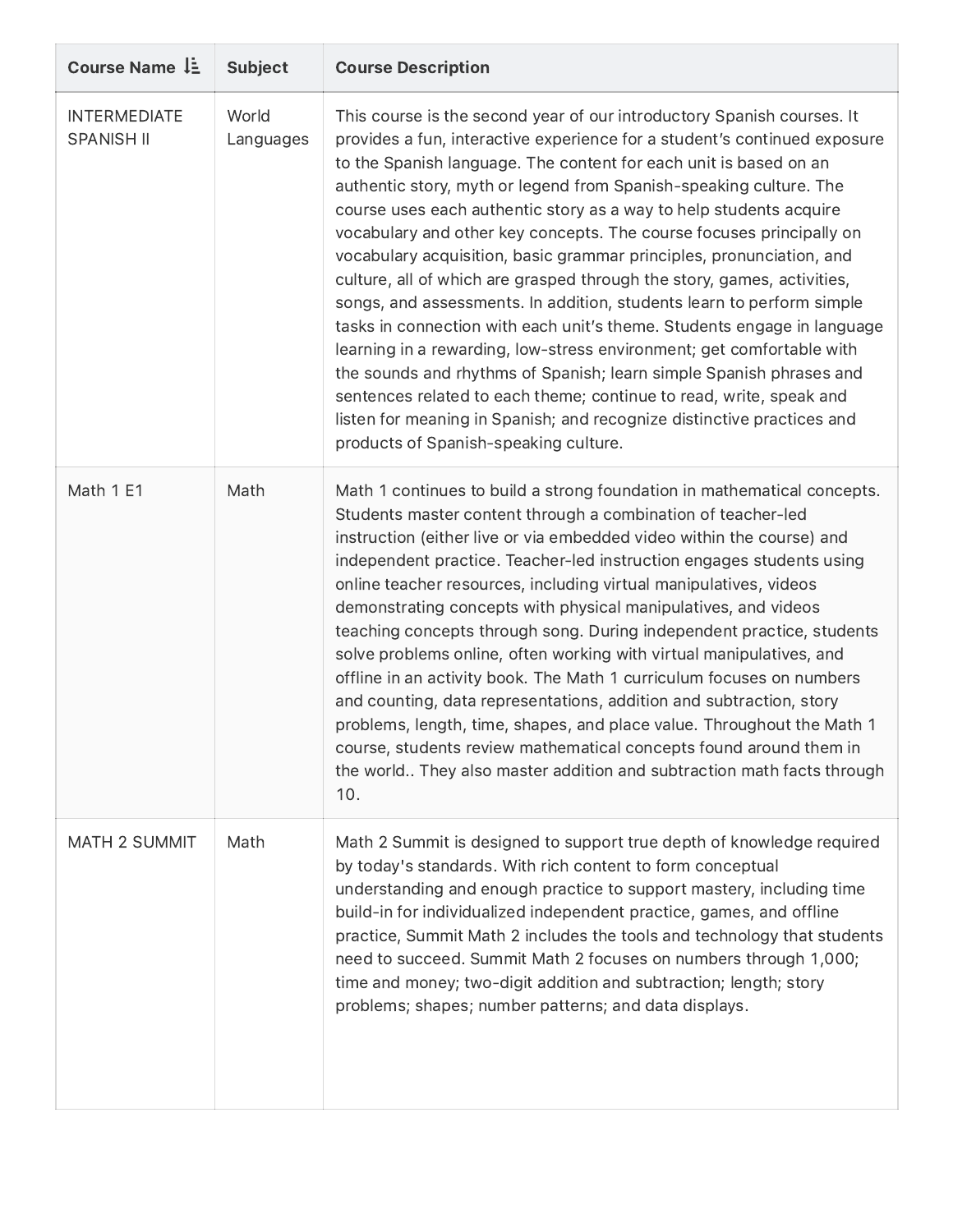| Course Name | Subject | Course Description |
| --- | --- | --- |
| INTERMEDIATE SPANISH II | World Languages | This course is the second year of our introductory Spanish courses. It provides a fun, interactive experience for a student's continued exposure to the Spanish language. The content for each unit is based on an authentic story, myth or legend from Spanish-speaking culture. The course uses each authentic story as a way to help students acquire vocabulary and other key concepts. The course focuses principally on vocabulary acquisition, basic grammar principles, pronunciation, and culture, all of which are grasped through the story, games, activities, songs, and assessments. In addition, students learn to perform simple tasks in connection with each unit's theme. Students engage in language learning in a rewarding, low-stress environment; get comfortable with the sounds and rhythms of Spanish; learn simple Spanish phrases and sentences related to each theme; continue to read, write, speak and listen for meaning in Spanish; and recognize distinctive practices and products of Spanish-speaking culture. |
| Math 1 E1 | Math | Math 1 continues to build a strong foundation in mathematical concepts. Students master content through a combination of teacher-led instruction (either live or via embedded video within the course) and independent practice. Teacher-led instruction engages students using online teacher resources, including virtual manipulatives, videos demonstrating concepts with physical manipulatives, and videos teaching concepts through song. During independent practice, students solve problems online, often working with virtual manipulatives, and offline in an activity book. The Math 1 curriculum focuses on numbers and counting, data representations, addition and subtraction, story problems, length, time, shapes, and place value. Throughout the Math 1 course, students review mathematical concepts found around them in the world.. They also master addition and subtraction math facts through 10. |
| MATH 2 SUMMIT | Math | Math 2 Summit is designed to support true depth of knowledge required by today's standards. With rich content to form conceptual understanding and enough practice to support mastery, including time build-in for individualized independent practice, games, and offline practice, Summit Math 2 includes the tools and technology that students need to succeed. Summit Math 2 focuses on numbers through 1,000; time and money; two-digit addition and subtraction; length; story problems; shapes; number patterns; and data displays. |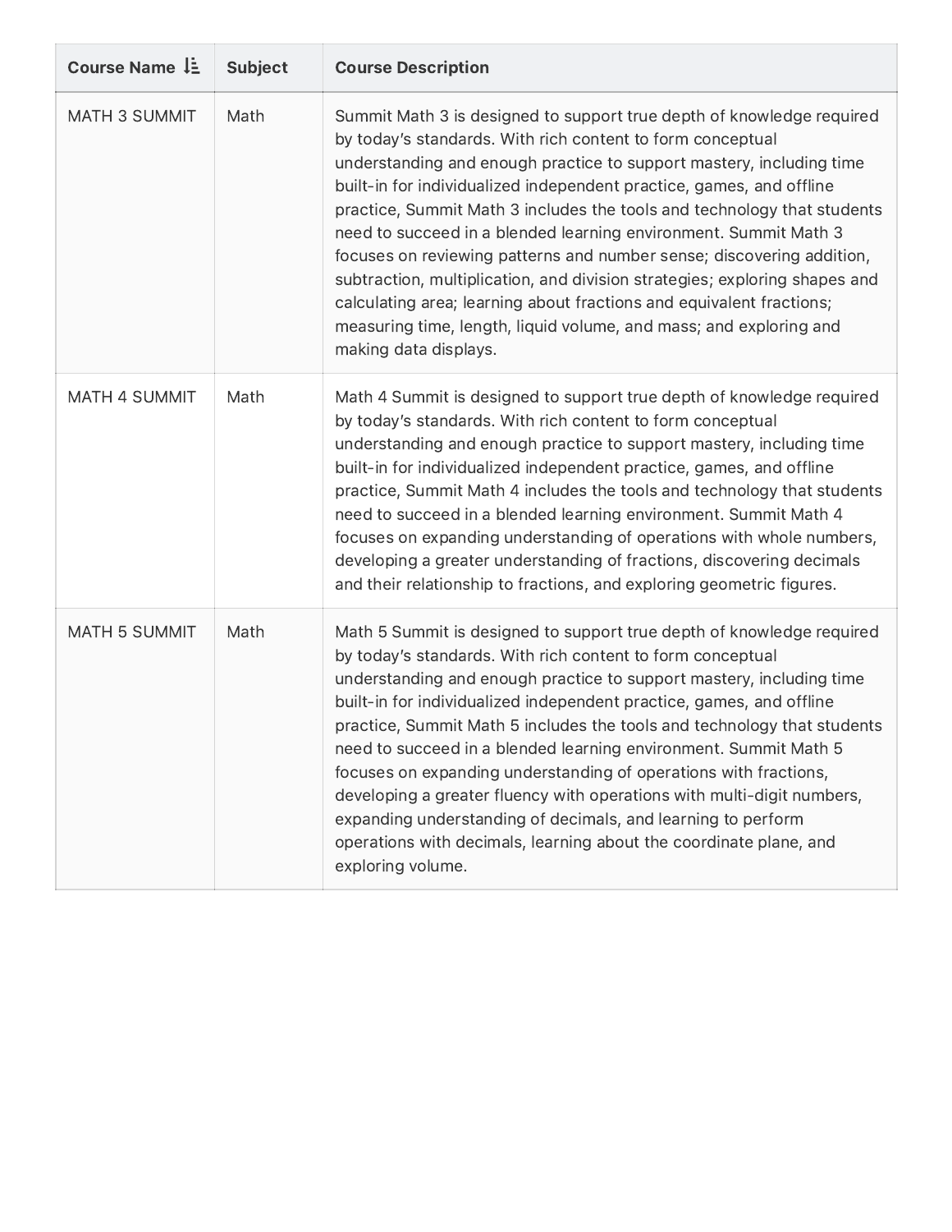| Course Name | Subject | Course Description |
| --- | --- | --- |
| MATH 3 SUMMIT | Math | Summit Math 3 is designed to support true depth of knowledge required by today's standards. With rich content to form conceptual understanding and enough practice to support mastery, including time built-in for individualized independent practice, games, and offline practice, Summit Math 3 includes the tools and technology that students need to succeed in a blended learning environment. Summit Math 3 focuses on reviewing patterns and number sense; discovering addition, subtraction, multiplication, and division strategies; exploring shapes and calculating area; learning about fractions and equivalent fractions; measuring time, length, liquid volume, and mass; and exploring and making data displays. |
| MATH 4 SUMMIT | Math | Math 4 Summit is designed to support true depth of knowledge required by today's standards. With rich content to form conceptual understanding and enough practice to support mastery, including time built-in for individualized independent practice, games, and offline practice, Summit Math 4 includes the tools and technology that students need to succeed in a blended learning environment. Summit Math 4 focuses on expanding understanding of operations with whole numbers, developing a greater understanding of fractions, discovering decimals and their relationship to fractions, and exploring geometric figures. |
| MATH 5 SUMMIT | Math | Math 5 Summit is designed to support true depth of knowledge required by today's standards. With rich content to form conceptual understanding and enough practice to support mastery, including time built-in for individualized independent practice, games, and offline practice, Summit Math 5 includes the tools and technology that students need to succeed in a blended learning environment. Summit Math 5 focuses on expanding understanding of operations with fractions, developing a greater fluency with operations with multi-digit numbers, expanding understanding of decimals, and learning to perform operations with decimals, learning about the coordinate plane, and exploring volume. |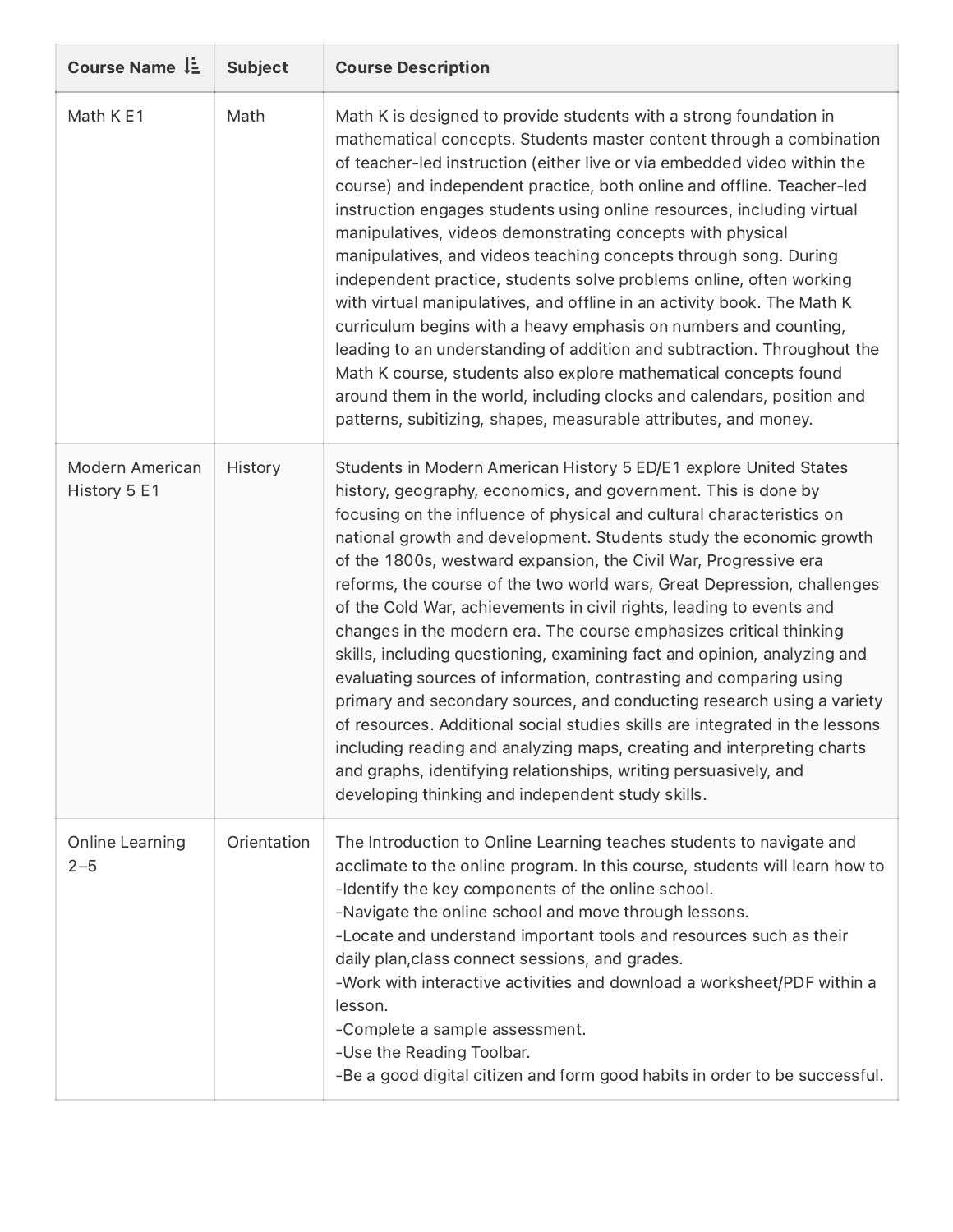| Course Name | Subject | Course Description |
| --- | --- | --- |
| Math K E1 | Math | Math K is designed to provide students with a strong foundation in mathematical concepts. Students master content through a combination of teacher-led instruction (either live or via embedded video within the course) and independent practice, both online and offline. Teacher-led instruction engages students using online resources, including virtual manipulatives, videos demonstrating concepts with physical manipulatives, and videos teaching concepts through song. During independent practice, students solve problems online, often working with virtual manipulatives, and offline in an activity book. The Math K curriculum begins with a heavy emphasis on numbers and counting, leading to an understanding of addition and subtraction. Throughout the Math K course, students also explore mathematical concepts found around them in the world, including clocks and calendars, position and patterns, subitizing, shapes, measurable attributes, and money. |
| Modern American History 5 E1 | History | Students in Modern American History 5 ED/E1 explore United States history, geography, economics, and government. This is done by focusing on the influence of physical and cultural characteristics on national growth and development. Students study the economic growth of the 1800s, westward expansion, the Civil War, Progressive era reforms, the course of the two world wars, Great Depression, challenges of the Cold War, achievements in civil rights, leading to events and changes in the modern era. The course emphasizes critical thinking skills, including questioning, examining fact and opinion, analyzing and evaluating sources of information, contrasting and comparing using primary and secondary sources, and conducting research using a variety of resources. Additional social studies skills are integrated in the lessons including reading and analyzing maps, creating and interpreting charts and graphs, identifying relationships, writing persuasively, and developing thinking and independent study skills. |
| Online Learning 2–5 | Orientation | The Introduction to Online Learning teaches students to navigate and acclimate to the online program. In this course, students will learn how to<br>-Identify the key components of the online school.<br>-Navigate the online school and move through lessons.<br>-Locate and understand important tools and resources such as their daily plan,class connect sessions, and grades.<br>-Work with interactive activities and download a worksheet/PDF within a lesson.<br>-Complete a sample assessment.<br>-Use the Reading Toolbar.<br>-Be a good digital citizen and form good habits in order to be successful. |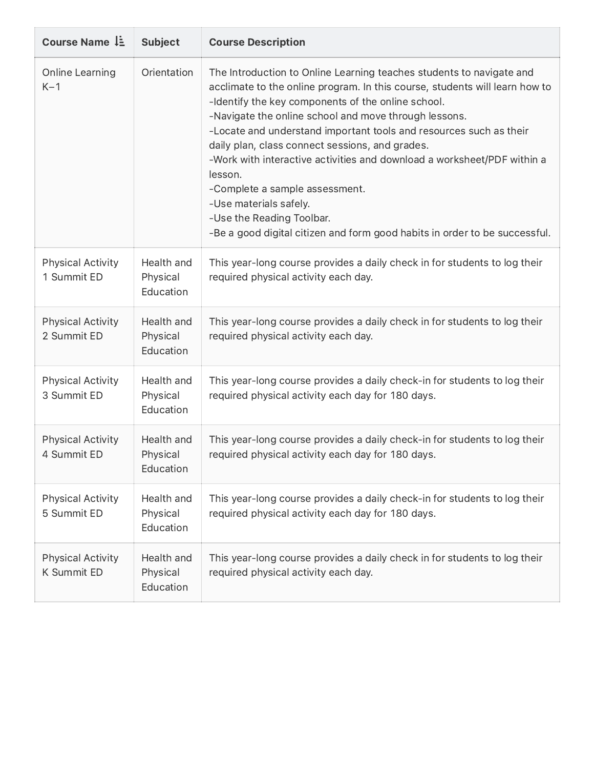| Course Name | Subject | Course Description |
|---|---|---|
| Online Learning K–1 | Orientation | The Introduction to Online Learning teaches students to navigate and acclimate to the online program. In this course, students will learn how to<br>-Identify the key components of the online school.<br>-Navigate the online school and move through lessons.<br>-Locate and understand important tools and resources such as their daily plan, class connect sessions, and grades.<br>-Work with interactive activities and download a worksheet/PDF within a lesson.<br>-Complete a sample assessment.<br>-Use materials safely.<br>-Use the Reading Toolbar.<br>-Be a good digital citizen and form good habits in order to be successful. |
| Physical Activity 1 Summit ED | Health and Physical Education | This year-long course provides a daily check in for students to log their required physical activity each day. |
| Physical Activity 2 Summit ED | Health and Physical Education | This year-long course provides a daily check in for students to log their required physical activity each day. |
| Physical Activity 3 Summit ED | Health and Physical Education | This year-long course provides a daily check-in for students to log their required physical activity each day for 180 days. |
| Physical Activity 4 Summit ED | Health and Physical Education | This year-long course provides a daily check-in for students to log their required physical activity each day for 180 days. |
| Physical Activity 5 Summit ED | Health and Physical Education | This year-long course provides a daily check-in for students to log their required physical activity each day for 180 days. |
| Physical Activity K Summit ED | Health and Physical Education | This year-long course provides a daily check in for students to log their required physical activity each day. |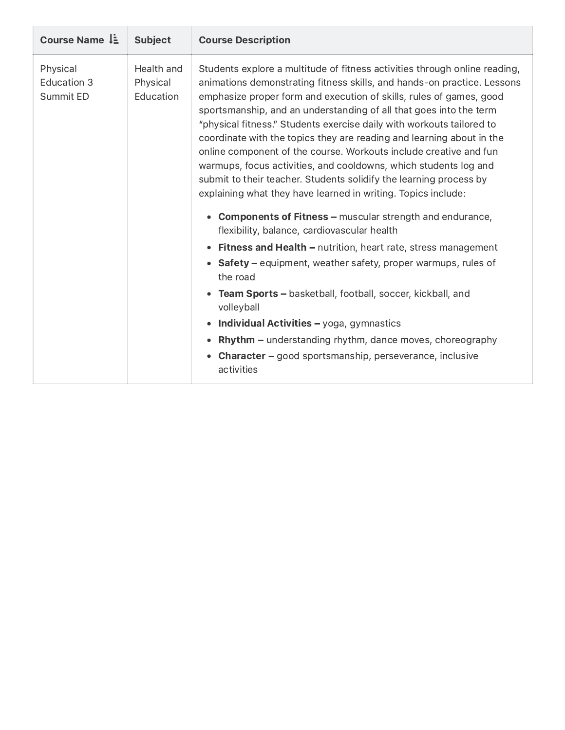| Course Name | Subject | Course Description |
|---|---|---|
| Physical Education 3 Summit ED | Health and Physical Education | Students explore a multitude of fitness activities through online reading, animations demonstrating fitness skills, and hands-on practice. Lessons emphasize proper form and execution of skills, rules of games, good sportsmanship, and an understanding of all that goes into the term “physical fitness.” Students exercise daily with workouts tailored to coordinate with the topics they are reading and learning about in the online component of the course. Workouts include creative and fun warmups, focus activities, and cooldowns, which students log and submit to their teacher. Students solidify the learning process by explaining what they have learned in writing. Topics include:<br><br>• **Components of Fitness –** muscular strength and endurance, flexibility, balance, cardiovascular health<br>• **Fitness and Health –** nutrition, heart rate, stress management<br>• **Safety –** equipment, weather safety, proper warmups, rules of the road<br>• **Team Sports –** basketball, football, soccer, kickball, and volleyball<br>• **Individual Activities –** yoga, gymnastics<br>• **Rhythm –** understanding rhythm, dance moves, choreography<br>• **Character –** good sportsmanship, perseverance, inclusive activities |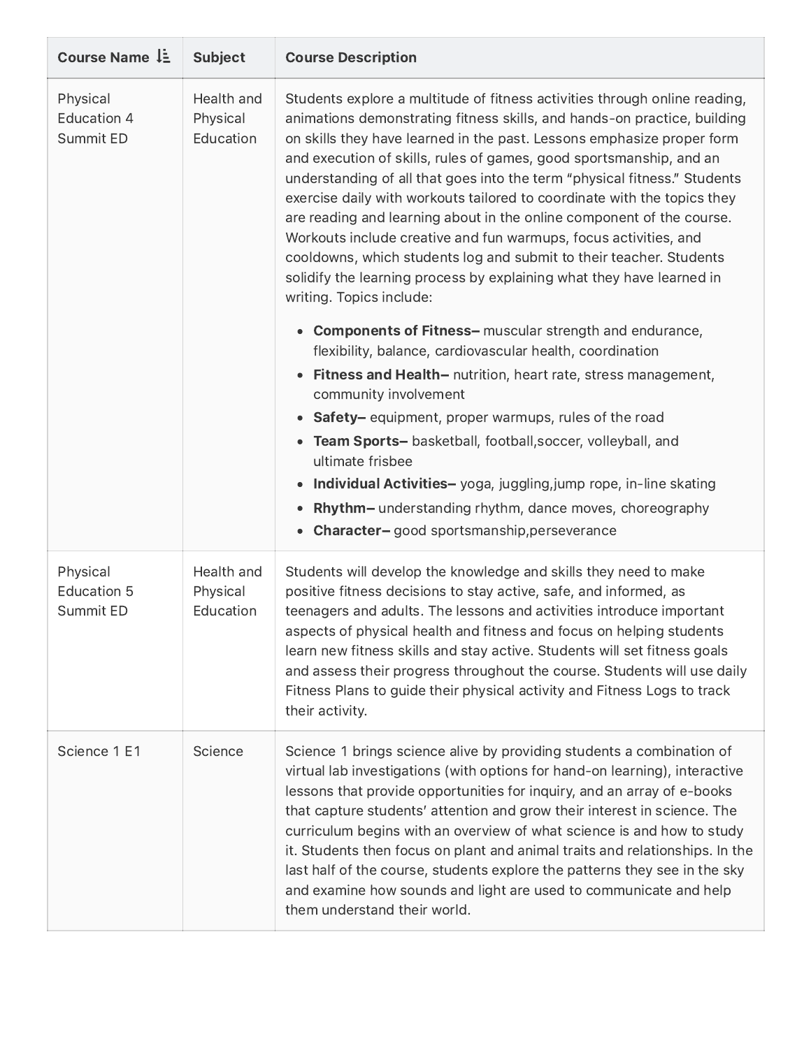| Course Name | Subject | Course Description |
| --- | --- | --- |
| Physical Education 4 Summit ED | Health and Physical Education | Students explore a multitude of fitness activities through online reading, animations demonstrating fitness skills, and hands-on practice, building on skills they have learned in the past. Lessons emphasize proper form and execution of skills, rules of games, good sportsmanship, and an understanding of all that goes into the term "physical fitness." Students exercise daily with workouts tailored to coordinate with the topics they are reading and learning about in the online component of the course. Workouts include creative and fun warmups, focus activities, and cooldowns, which students log and submit to their teacher. Students solidify the learning process by explaining what they have learned in writing. Topics include:<br><br>• **Components of Fitness–** muscular strength and endurance, flexibility, balance, cardiovascular health, coordination<br>• **Fitness and Health–** nutrition, heart rate, stress management, community involvement<br>• **Safety–** equipment, proper warmups, rules of the road<br>• **Team Sports–** basketball, football,soccer, volleyball, and ultimate frisbee<br>• **Individual Activities–** yoga, juggling,jump rope, in-line skating<br>• **Rhythm–** understanding rhythm, dance moves, choreography<br>• **Character–** good sportsmanship,perseverance |
| Physical Education 5 Summit ED | Health and Physical Education | Students will develop the knowledge and skills they need to make positive fitness decisions to stay active, safe, and informed, as teenagers and adults. The lessons and activities introduce important aspects of physical health and fitness and focus on helping students learn new fitness skills and stay active. Students will set fitness goals and assess their progress throughout the course. Students will use daily Fitness Plans to guide their physical activity and Fitness Logs to track their activity. |
| Science 1 E1 | Science | Science 1 brings science alive by providing students a combination of virtual lab investigations (with options for hand-on learning), interactive lessons that provide opportunities for inquiry, and an array of e-books that capture students' attention and grow their interest in science. The curriculum begins with an overview of what science is and how to study it. Students then focus on plant and animal traits and relationships. In the last half of the course, students explore the patterns they see in the sky and examine how sounds and light are used to communicate and help them understand their world. |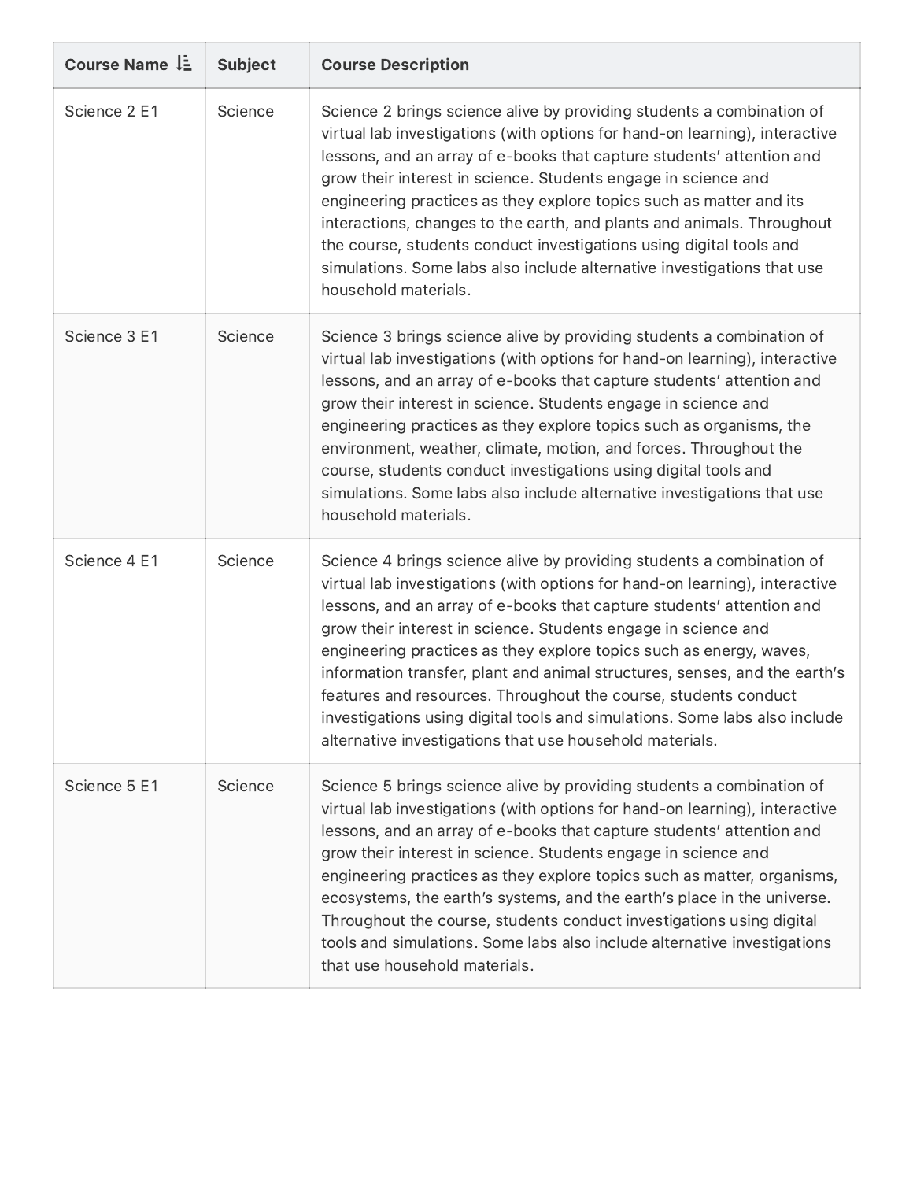| Course Name | Subject | Course Description |
| --- | --- | --- |
| Science 2 E1 | Science | Science 2 brings science alive by providing students a combination of virtual lab investigations (with options for hand-on learning), interactive lessons, and an array of e-books that capture students' attention and grow their interest in science. Students engage in science and engineering practices as they explore topics such as matter and its interactions, changes to the earth, and plants and animals. Throughout the course, students conduct investigations using digital tools and simulations. Some labs also include alternative investigations that use household materials. |
| Science 3 E1 | Science | Science 3 brings science alive by providing students a combination of virtual lab investigations (with options for hand-on learning), interactive lessons, and an array of e-books that capture students' attention and grow their interest in science. Students engage in science and engineering practices as they explore topics such as organisms, the environment, weather, climate, motion, and forces. Throughout the course, students conduct investigations using digital tools and simulations. Some labs also include alternative investigations that use household materials. |
| Science 4 E1 | Science | Science 4 brings science alive by providing students a combination of virtual lab investigations (with options for hand-on learning), interactive lessons, and an array of e-books that capture students' attention and grow their interest in science. Students engage in science and engineering practices as they explore topics such as energy, waves, information transfer, plant and animal structures, senses, and the earth's features and resources. Throughout the course, students conduct investigations using digital tools and simulations. Some labs also include alternative investigations that use household materials. |
| Science 5 E1 | Science | Science 5 brings science alive by providing students a combination of virtual lab investigations (with options for hand-on learning), interactive lessons, and an array of e-books that capture students' attention and grow their interest in science. Students engage in science and engineering practices as they explore topics such as matter, organisms, ecosystems, the earth's systems, and the earth's place in the universe. Throughout the course, students conduct investigations using digital tools and simulations. Some labs also include alternative investigations that use household materials. |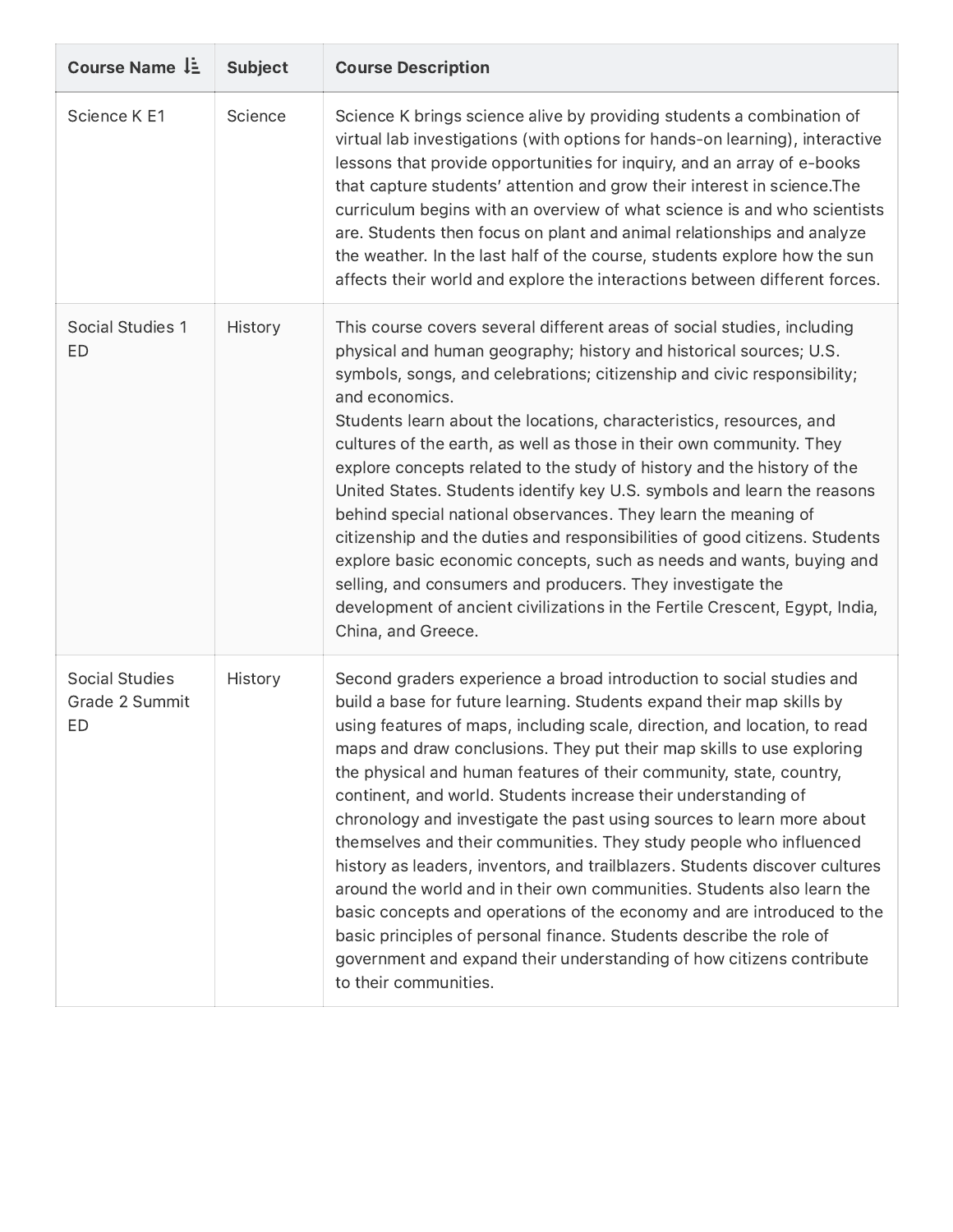| Course Name ↓ | Subject | Course Description |
| --- | --- | --- |
| Science K E1 | Science | Science K brings science alive by providing students a combination of virtual lab investigations (with options for hands-on learning), interactive lessons that provide opportunities for inquiry, and an array of e-books that capture students' attention and grow their interest in science.The curriculum begins with an overview of what science is and who scientists are. Students then focus on plant and animal relationships and analyze the weather. In the last half of the course, students explore how the sun affects their world and explore the interactions between different forces. |
| Social Studies 1 ED | History | This course covers several different areas of social studies, including physical and human geography; history and historical sources; U.S. symbols, songs, and celebrations; citizenship and civic responsibility; and economics.<br>Students learn about the locations, characteristics, resources, and cultures of the earth, as well as those in their own community. They explore concepts related to the study of history and the history of the United States. Students identify key U.S. symbols and learn the reasons behind special national observances. They learn the meaning of citizenship and the duties and responsibilities of good citizens. Students explore basic economic concepts, such as needs and wants, buying and selling, and consumers and producers. They investigate the development of ancient civilizations in the Fertile Crescent, Egypt, India, China, and Greece. |
| Social Studies Grade 2 Summit ED | History | Second graders experience a broad introduction to social studies and build a base for future learning. Students expand their map skills by using features of maps, including scale, direction, and location, to read maps and draw conclusions. They put their map skills to use exploring the physical and human features of their community, state, country, continent, and world. Students increase their understanding of chronology and investigate the past using sources to learn more about themselves and their communities. They study people who influenced history as leaders, inventors, and trailblazers. Students discover cultures around the world and in their own communities. Students also learn the basic concepts and operations of the economy and are introduced to the basic principles of personal finance. Students describe the role of government and expand their understanding of how citizens contribute to their communities. |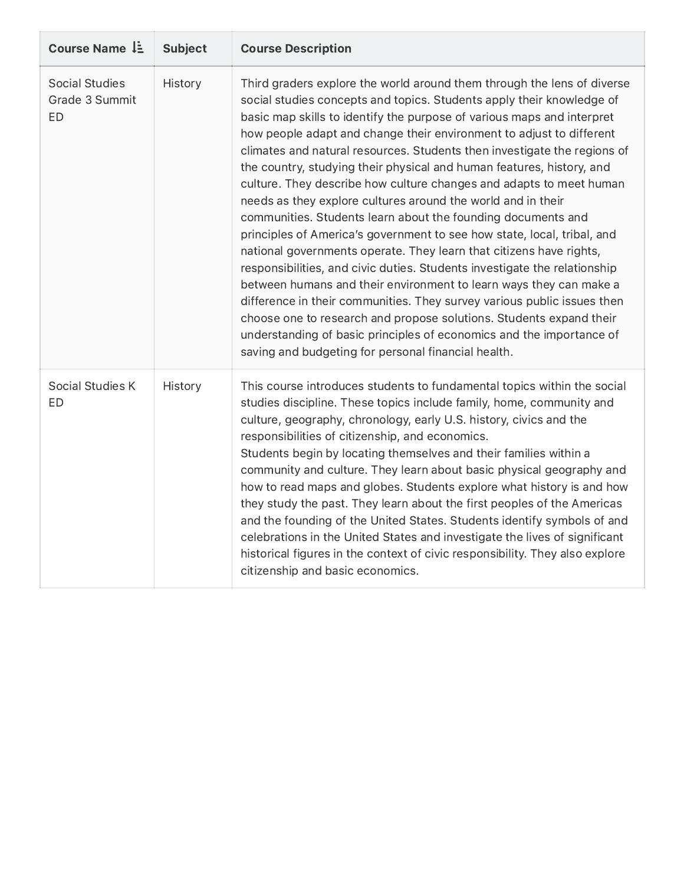| Course Name | Subject | Course Description |
| --- | --- | --- |
| Social Studies Grade 3 Summit ED | History | Third graders explore the world around them through the lens of diverse social studies concepts and topics. Students apply their knowledge of basic map skills to identify the purpose of various maps and interpret how people adapt and change their environment to adjust to different climates and natural resources. Students then investigate the regions of the country, studying their physical and human features, history, and culture. They describe how culture changes and adapts to meet human needs as they explore cultures around the world and in their communities. Students learn about the founding documents and principles of America's government to see how state, local, tribal, and national governments operate. They learn that citizens have rights, responsibilities, and civic duties. Students investigate the relationship between humans and their environment to learn ways they can make a difference in their communities. They survey various public issues then choose one to research and propose solutions. Students expand their understanding of basic principles of economics and the importance of saving and budgeting for personal financial health. |
| Social Studies K ED | History | This course introduces students to fundamental topics within the social studies discipline. These topics include family, home, community and culture, geography, chronology, early U.S. history, civics and the responsibilities of citizenship, and economics.<br>Students begin by locating themselves and their families within a community and culture. They learn about basic physical geography and how to read maps and globes. Students explore what history is and how they study the past. They learn about the first peoples of the Americas and the founding of the United States. Students identify symbols of and celebrations in the United States and investigate the lives of significant historical figures in the context of civic responsibility. They also explore citizenship and basic economics. |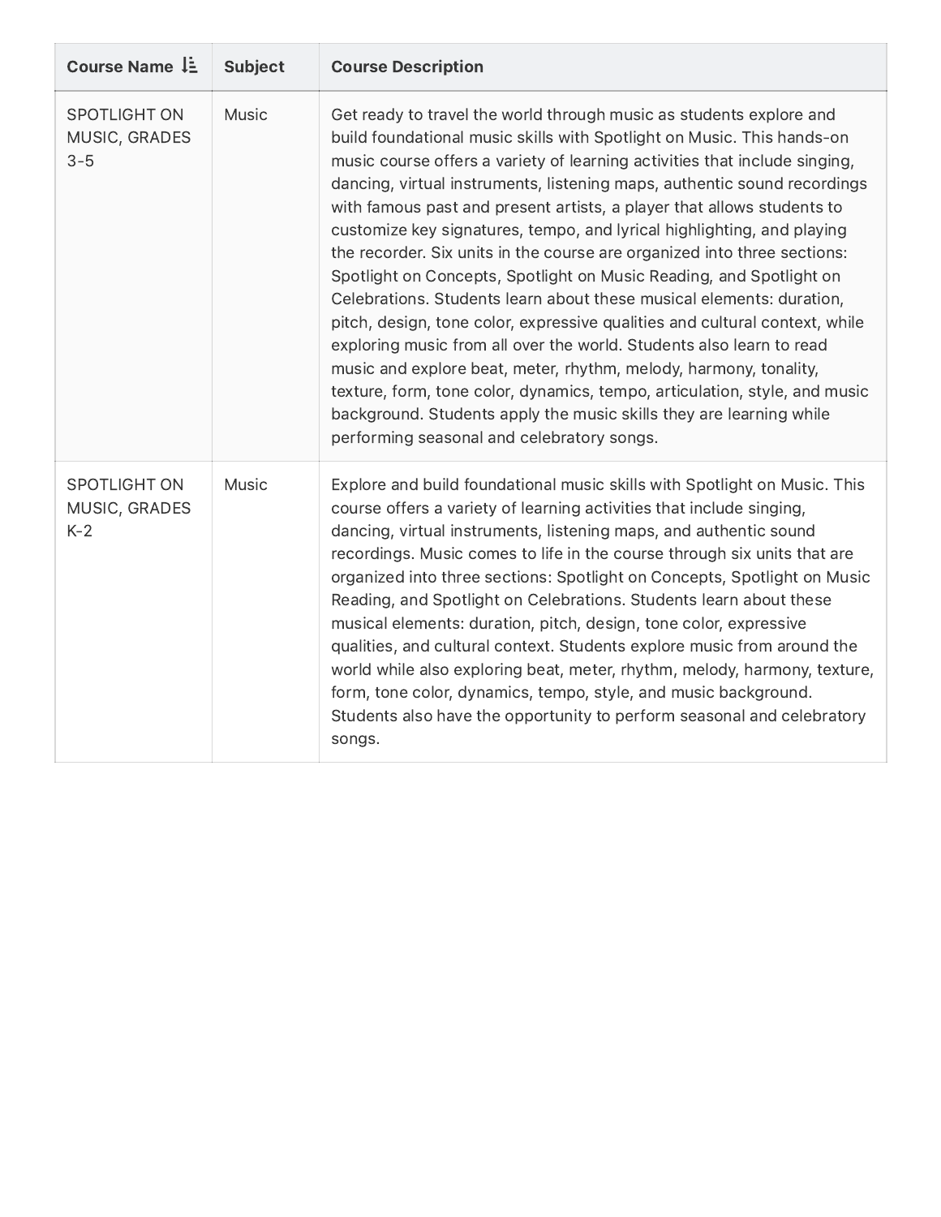| Course Name | Subject | Course Description |
|---|---|---|
| SPOTLIGHT ON MUSIC, GRADES 3-5 | Music | Get ready to travel the world through music as students explore and build foundational music skills with Spotlight on Music. This hands-on music course offers a variety of learning activities that include singing, dancing, virtual instruments, listening maps, authentic sound recordings with famous past and present artists, a player that allows students to customize key signatures, tempo, and lyrical highlighting, and playing the recorder. Six units in the course are organized into three sections: Spotlight on Concepts, Spotlight on Music Reading, and Spotlight on Celebrations. Students learn about these musical elements: duration, pitch, design, tone color, expressive qualities and cultural context, while exploring music from all over the world. Students also learn to read music and explore beat, meter, rhythm, melody, harmony, tonality, texture, form, tone color, dynamics, tempo, articulation, style, and music background. Students apply the music skills they are learning while performing seasonal and celebratory songs. |
| SPOTLIGHT ON MUSIC, GRADES K-2 | Music | Explore and build foundational music skills with Spotlight on Music. This course offers a variety of learning activities that include singing, dancing, virtual instruments, listening maps, and authentic sound recordings. Music comes to life in the course through six units that are organized into three sections: Spotlight on Concepts, Spotlight on Music Reading, and Spotlight on Celebrations. Students learn about these musical elements: duration, pitch, design, tone color, expressive qualities, and cultural context. Students explore music from around the world while also exploring beat, meter, rhythm, melody, harmony, texture, form, tone color, dynamics, tempo, style, and music background. Students also have the opportunity to perform seasonal and celebratory songs. |